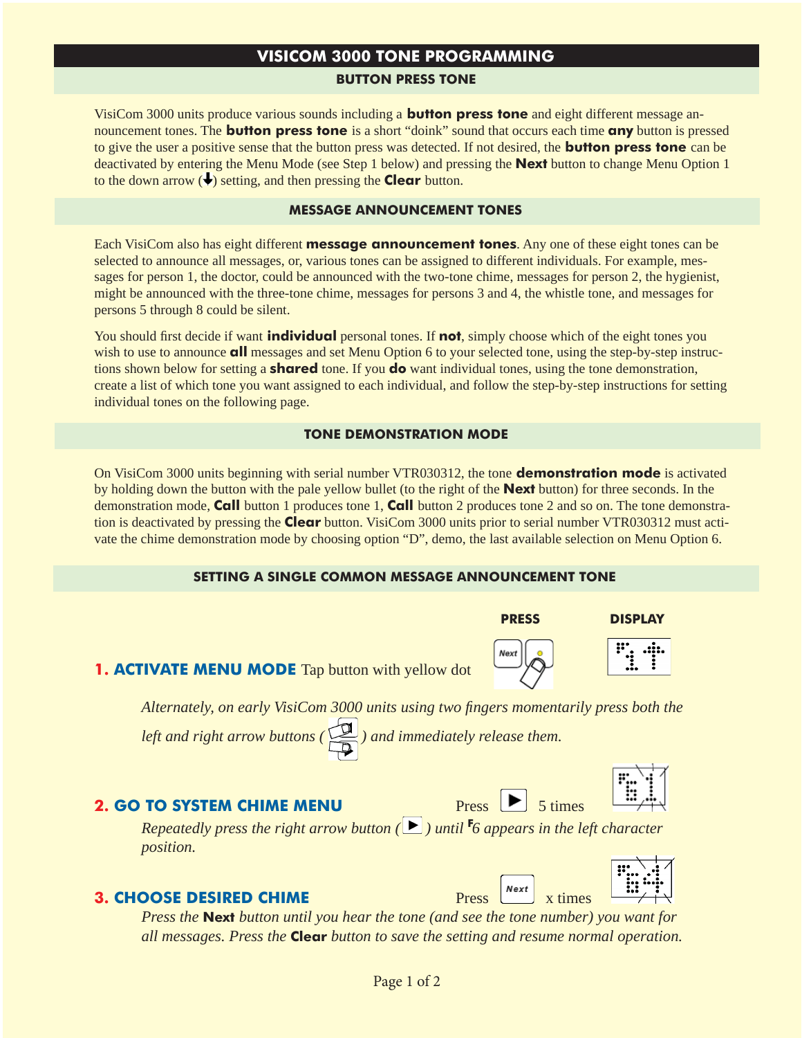# VISICOM 3000 TONE PROGRAMMING

## BUTTON PRESS TONE

VisiCom 3000 units produce various sounds including a **button press tone** and eight different message announcement tones. The **button press tone** is a short "doink" sound that occurs each time **any** button is pressed to give the user a positive sense that the button press was detected. If not desired, the **button press tone** can be deactivated by entering the Menu Mode (see Step 1 below) and pressing the **Next** button to change Menu Option 1 to the down arrow (🠗) setting, and then pressing the **Clear** button.

## MESSAGE ANNOUNCEMENT TONES

Each VisiCom also has eight different **message announcement tones**. Any one of these eight tones can be selected to announce all messages, or, various tones can be assigned to different individuals. For example, messages for person 1, the doctor, could be announced with the two-tone chime, messages for person 2, the hygienist, might be announced with the three-tone chime, messages for persons 3 and 4, the whistle tone, and messages for persons 5 through 8 could be silent.

You should first decide if want **individual** personal tones. If **not**, simply choose which of the eight tones you wish to use to announce **all** messages and set Menu Option 6 to your selected tone, using the step-by-step instructions shown below for setting a **shared** tone. If you **do** want individual tones, using the tone demonstration, create a list of which tone you want assigned to each individual, and follow the step-by-step instructions for setting individual tones on the following page.

## TONE DEMONSTRATION MODE

On VisiCom 3000 units beginning with serial number VTR030312, the tone **demonstration mode** is activated by holding down the button with the pale yellow bullet (to the right of the **Next** button) for three seconds. In the demonstration mode, **Call** button 1 produces tone 1, **Call** button 2 produces tone 2 and so on. The tone demonstration is deactivated by pressing the **Clear** button. VisiCom 3000 units prior to serial number VTR030312 must activate the chime demonstration mode by choosing option "D", demo, the last available selection on Menu Option 6.

## SETTING A SINGLE COMMON MESSAGE ANNOUNCEMENT TONE

**PRESS** | **DISPLAY**

**1. ACTIVATE MENU MODE** Tap button with yellow dot

*Alternately, on early VisiCom 3000 units using two fingers momentarily press both the left and right arrow buttons ( ) and immediately release them.*

**2. GO TO SYSTEM CHIME MENU** Press ▶ 5 times

*Repeatedly press the right arrow button (▶) until F6 appears in the left character position.*

**3. CHOOSE DESIRED CHIME** Press **Next** x times

*Press the **Next** button until you hear the tone (and see the tone number) you want for all messages. Press the **Clear** button to save the setting and resume normal operation.*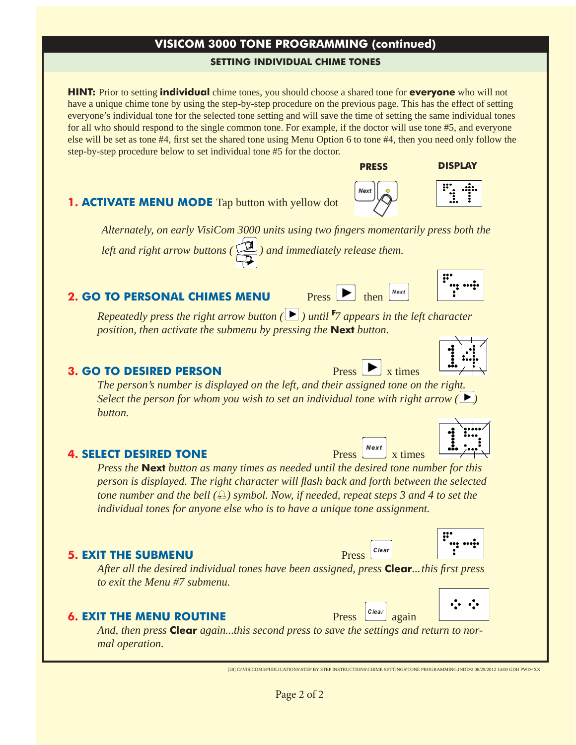# VISICOM 3000 TONE PROGRAMMING (continued)

## SETTING INDIVIDUAL CHIME TONES

**HINT:** Prior to setting **individual** chime tones, you should choose a shared tone for **everyone** who will not have a unique chime tone by using the step-by-step procedure on the previous page. This has the effect of setting everyone's individual tone for the selected tone setting and will save the time of setting the same individual tones for all who should respond to the single common tone. For example, if the doctor will use tone #5, and everyone else will be set as tone #4, first set the shared tone using Menu Option 6 to tone #4, then you need only follow the step-by-step procedure below to set individual tone #5 for the doctor.

**PRESS** | **DISPLAY**

### 1. ACTIVATE MENU MODE
Tap button with yellow dot

*Alternately, on early VisiCom 3000 units using two fingers momentarily press both the left and right arrow buttons ( ) and immediately release them.*

### 2. GO TO PERSONAL CHIMES MENU
Press ▶ then Next

*Repeatedly press the right arrow button (▶) until F7 appears in the left character position, then activate the submenu by pressing the* **Next** *button.*

### 3. GO TO DESIRED PERSON
Press ▶ x times

*The person's number is displayed on the left, and their assigned tone on the right. Select the person for whom you wish to set an individual tone with right arrow (▶) button.*

### 4. SELECT DESIRED TONE
Press Next x times

*Press the* **Next** *button as many times as needed until the desired tone number for this person is displayed. The right character will flash back and forth between the selected tone number and the bell (🔔) symbol. Now, if needed, repeat steps 3 and 4 to set the individual tones for anyone else who is to have a unique tone assignment.*

### 5. EXIT THE SUBMENU
Press Clear

*After all the desired individual tones have been assigned, press* **Clear***...this first press to exit the Menu #7 submenu.*

### 6. EXIT THE MENU ROUTINE
Press Clear again

*And, then press* **Clear** *again...this second press to save the settings and return to normal operation.*

[28] C:\VISICOM3\PUBLICATIONS\STEP BY STEP INSTRUCTIONS\CHIME SETTINGS\TONE PROGRAMMING.INDD/2 08/29/2012 14:00 GDH PWD=XX